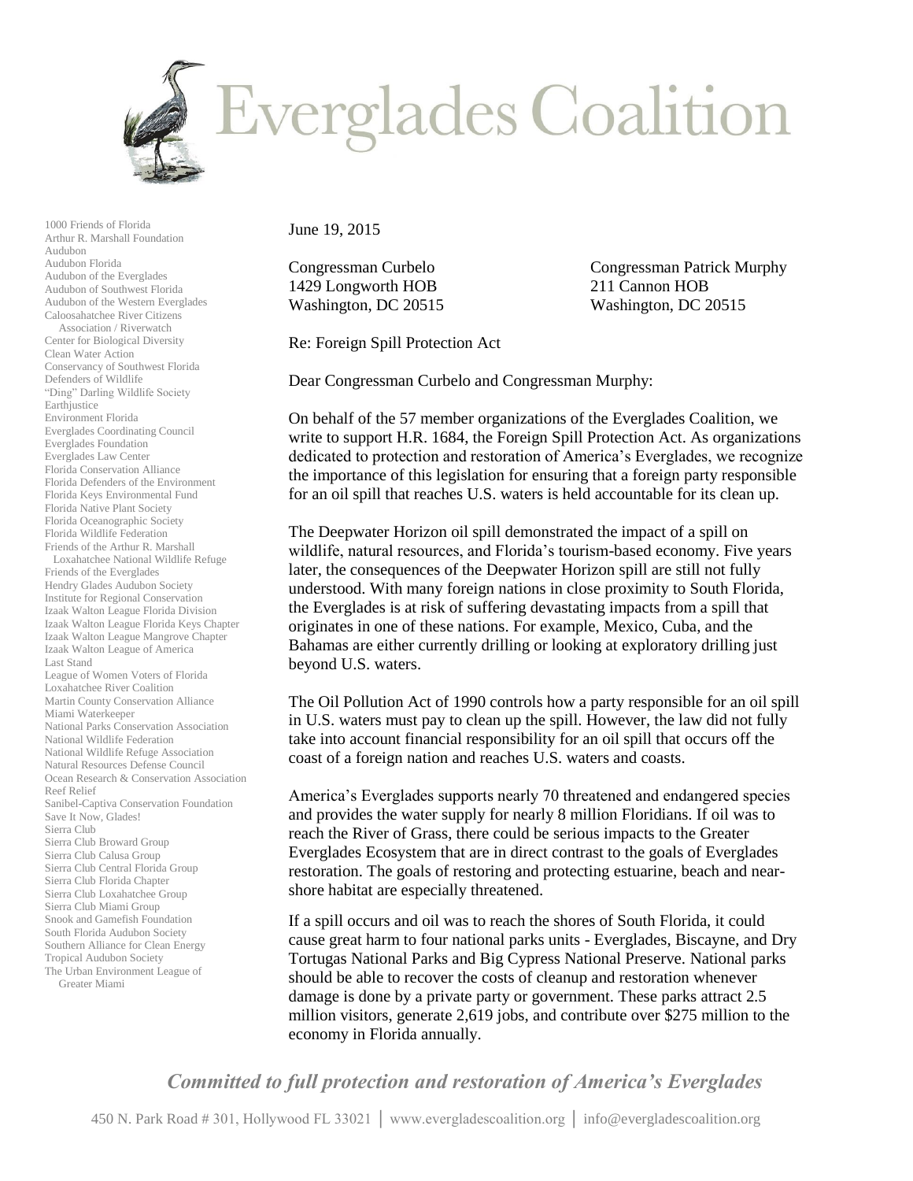# Everglades Coalition

1000 Friends of Florida
Arthur R. Marshall Foundation
Audubon
Audubon Florida
Audubon of the Everglades
Audubon of Southwest Florida
Audubon of the Western Everglades
Caloosahatchee River Citizens Association / Riverwatch
Center for Biological Diversity
Clean Water Action
Conservancy of Southwest Florida
Defenders of Wildlife
"Ding" Darling Wildlife Society
Earthjustice
Environment Florida
Everglades Coordinating Council
Everglades Foundation
Everglades Law Center
Florida Conservation Alliance
Florida Defenders of the Environment
Florida Keys Environmental Fund
Florida Native Plant Society
Florida Oceanographic Society
Florida Wildlife Federation
Friends of the Arthur R. Marshall Loxahatchee National Wildlife Refuge
Friends of the Everglades
Hendry Glades Audubon Society
Institute for Regional Conservation
Izaak Walton League Florida Division
Izaak Walton League Florida Keys Chapter
Izaak Walton League Mangrove Chapter
Izaak Walton League of America
Last Stand
League of Women Voters of Florida
Loxahatchee River Coalition
Martin County Conservation Alliance
Miami Waterkeeper
National Parks Conservation Association
National Wildlife Federation
National Wildlife Refuge Association
Natural Resources Defense Council
Ocean Research & Conservation Association
Reef Relief
Sanibel-Captiva Conservation Foundation
Save It Now, Glades!
Sierra Club
Sierra Club Broward Group
Sierra Club Calusa Group
Sierra Club Central Florida Group
Sierra Club Florida Chapter
Sierra Club Loxahatchee Group
Sierra Club Miami Group
Snook and Gamefish Foundation
South Florida Audubon Society
Southern Alliance for Clean Energy
Tropical Audubon Society
The Urban Environment League of Greater Miami

June 19, 2015

Congressman Curbelo
1429 Longworth HOB
Washington, DC 20515

Congressman Patrick Murphy
211 Cannon HOB
Washington, DC 20515

Re: Foreign Spill Protection Act

Dear Congressman Curbelo and Congressman Murphy:

On behalf of the 57 member organizations of the Everglades Coalition, we write to support H.R. 1684, the Foreign Spill Protection Act. As organizations dedicated to protection and restoration of America's Everglades, we recognize the importance of this legislation for ensuring that a foreign party responsible for an oil spill that reaches U.S. waters is held accountable for its clean up.

The Deepwater Horizon oil spill demonstrated the impact of a spill on wildlife, natural resources, and Florida's tourism-based economy. Five years later, the consequences of the Deepwater Horizon spill are still not fully understood. With many foreign nations in close proximity to South Florida, the Everglades is at risk of suffering devastating impacts from a spill that originates in one of these nations. For example, Mexico, Cuba, and the Bahamas are either currently drilling or looking at exploratory drilling just beyond U.S. waters.

The Oil Pollution Act of 1990 controls how a party responsible for an oil spill in U.S. waters must pay to clean up the spill. However, the law did not fully take into account financial responsibility for an oil spill that occurs off the coast of a foreign nation and reaches U.S. waters and coasts.

America's Everglades supports nearly 70 threatened and endangered species and provides the water supply for nearly 8 million Floridians. If oil was to reach the River of Grass, there could be serious impacts to the Greater Everglades Ecosystem that are in direct contrast to the goals of Everglades restoration. The goals of restoring and protecting estuarine, beach and near-shore habitat are especially threatened.

If a spill occurs and oil was to reach the shores of South Florida, it could cause great harm to four national parks units - Everglades, Biscayne, and Dry Tortugas National Parks and Big Cypress National Preserve. National parks should be able to recover the costs of cleanup and restoration whenever damage is done by a private party or government. These parks attract 2.5 million visitors, generate 2,619 jobs, and contribute over $275 million to the economy in Florida annually.

*Committed to full protection and restoration of America's Everglades*

450 N. Park Road # 301, Hollywood FL 33021 | www.evergladescoalition.org | info@evergladescoalition.org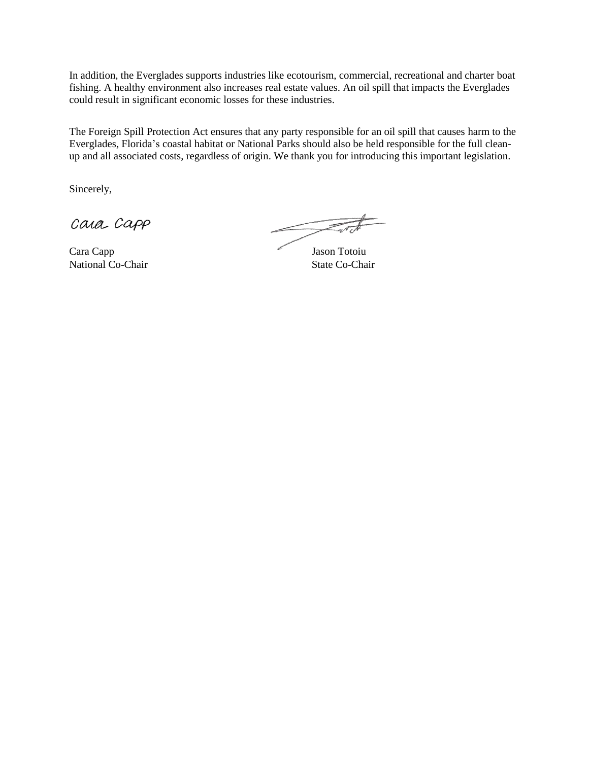In addition, the Everglades supports industries like ecotourism, commercial, recreational and charter boat fishing. A healthy environment also increases real estate values. An oil spill that impacts the Everglades could result in significant economic losses for these industries.

The Foreign Spill Protection Act ensures that any party responsible for an oil spill that causes harm to the Everglades, Florida's coastal habitat or National Parks should also be held responsible for the full clean-up and all associated costs, regardless of origin. We thank you for introducing this important legislation.

Sincerely,

Cara Capp
National Co-Chair

Jason Totoiu
State Co-Chair